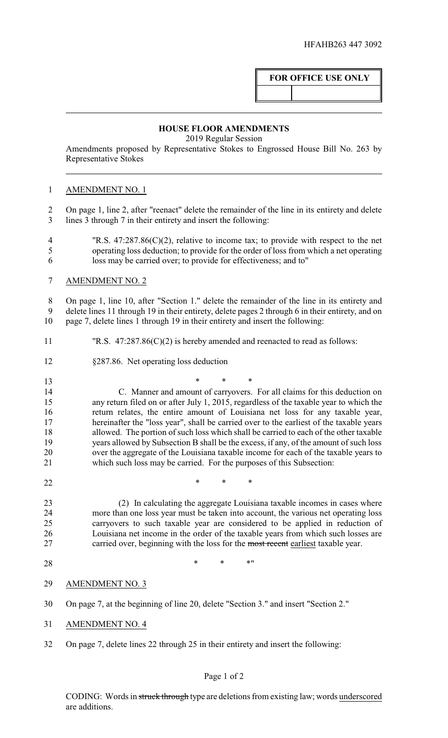HFAHB263 447 3092

| FOR OFFICE USE ONLY | |
|---|---|
| | |

## HOUSE FLOOR AMENDMENTS

2019 Regular Session

Amendments proposed by Representative Stokes to Engrossed House Bill No. 263 by Representative Stokes

AMENDMENT NO. 1

On page 1, line 2, after "reenact" delete the remainder of the line in its entirety and delete lines 3 through 7 in their entirety and insert the following:

"R.S. 47:287.86(C)(2), relative to income tax; to provide with respect to the net operating loss deduction; to provide for the order of loss from which a net operating loss may be carried over; to provide for effectiveness; and to"

AMENDMENT NO. 2

On page 1, line 10, after "Section 1." delete the remainder of the line in its entirety and delete lines 11 through 19 in their entirety, delete pages 2 through 6 in their entirety, and on page 7, delete lines 1 through 19 in their entirety and insert the following:

"R.S. 47:287.86(C)(2) is hereby amended and reenacted to read as follows:

§287.86. Net operating loss deduction

\* \* \*

C. Manner and amount of carryovers. For all claims for this deduction on any return filed on or after July 1, 2015, regardless of the taxable year to which the return relates, the entire amount of Louisiana net loss for any taxable year, hereinafter the "loss year", shall be carried over to the earliest of the taxable years allowed. The portion of such loss which shall be carried to each of the other taxable years allowed by Subsection B shall be the excess, if any, of the amount of such loss over the aggregate of the Louisiana taxable income for each of the taxable years to which such loss may be carried. For the purposes of this Subsection:

\* \* \*

(2) In calculating the aggregate Louisiana taxable incomes in cases where more than one loss year must be taken into account, the various net operating loss carryovers to such taxable year are considered to be applied in reduction of Louisiana net income in the order of the taxable years from which such losses are carried over, beginning with the loss for the ~~most recent~~ <u>earliest</u> taxable year.

\* \* \*"

AMENDMENT NO. 3

On page 7, at the beginning of line 20, delete "Section 3." and insert "Section 2."

AMENDMENT NO. 4

On page 7, delete lines 22 through 25 in their entirety and insert the following:

CODING: Words in ~~struck through~~ type are deletions from existing law; words <u>underscored</u> are additions.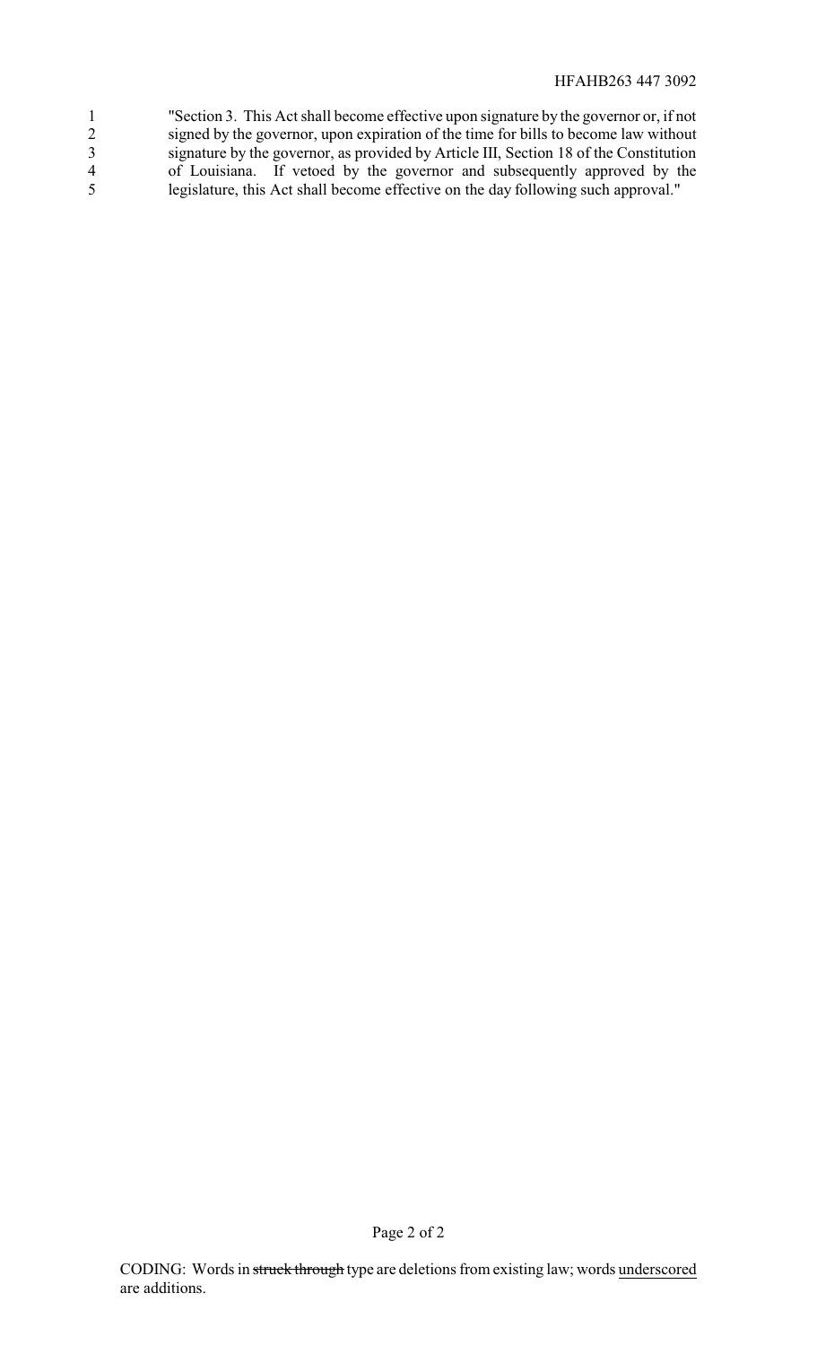"Section 3. This Act shall become effective upon signature by the governor or, if not signed by the governor, upon expiration of the time for bills to become law without signature by the governor, as provided by Article III, Section 18 of the Constitution of Louisiana. If vetoed by the governor and subsequently approved by the legislature, this Act shall become effective on the day following such approval."

CODING: Words in ~~struck through~~ type are deletions from existing law; words <u>underscored</u> are additions.